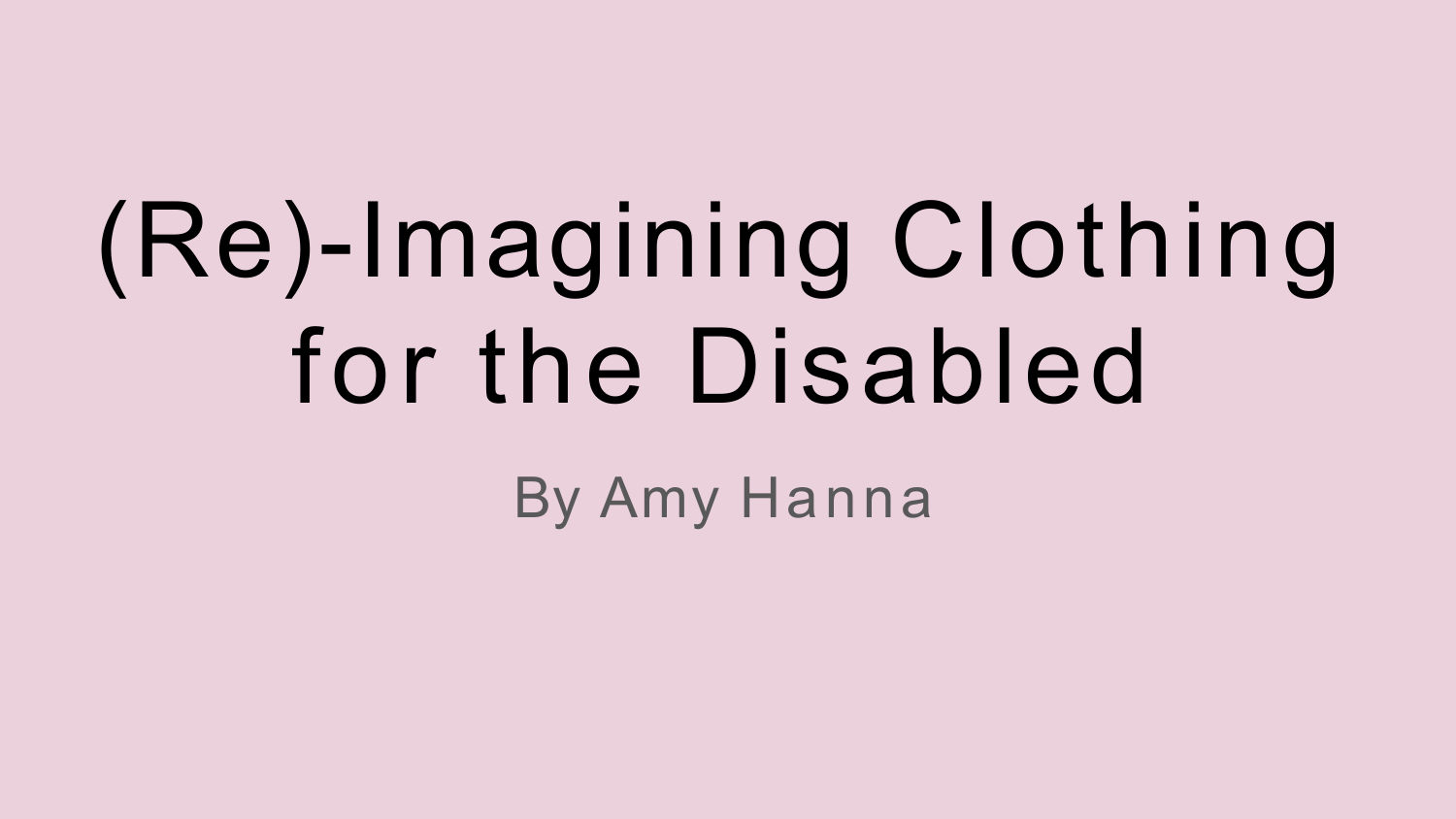# (Re)-Imagining Clothing for the Disabled

By Amy Hanna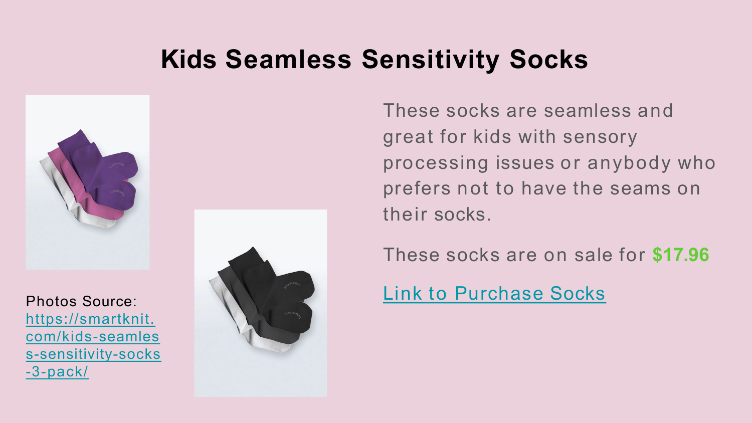# Kids Seamless Sensitivity Socks

Photos Source: [https://smartknit.com/kids-seamless-sensitivity-socks-3-pack/](https://smartknit.com/kids-seamless-sensitivity-socks-3-pack/)

These socks are seamless and great for kids with sensory processing issues or anybody who prefers not to have the seams on their socks.

These socks are on sale for **$17.96**

Link to Purchase Socks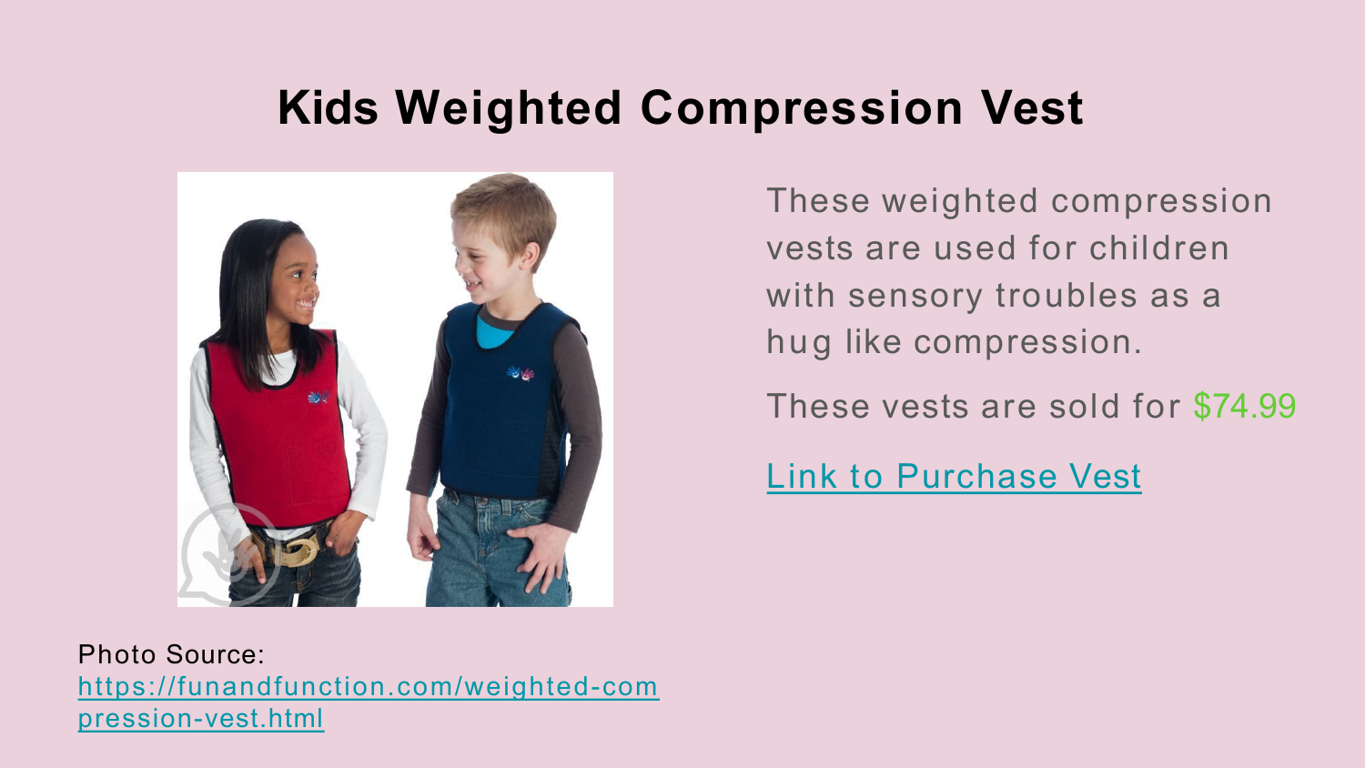# Kids Weighted Compression Vest

These weighted compression vests are used for children with sensory troubles as a hug like compression.

These vests are sold for $74.99

[Link to Purchase Vest]

Photo Source: https://funandfunction.com/weighted-compression-vest.html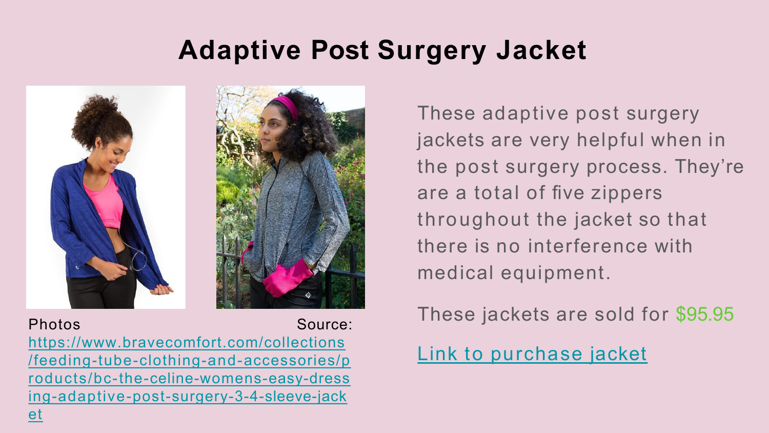# Adaptive Post Surgery Jacket

Photos Source: https://www.bravecomfort.com/collections/feeding-tube-clothing-and-accessories/products/bc-the-celine-womens-easy-dressing-adaptive-post-surgery-3-4-sleeve-jacket

These adaptive post surgery jackets are very helpful when in the post surgery process. They're are a total of five zippers throughout the jacket so that there is no interference with medical equipment.

These jackets are sold for $95.95

Link to purchase jacket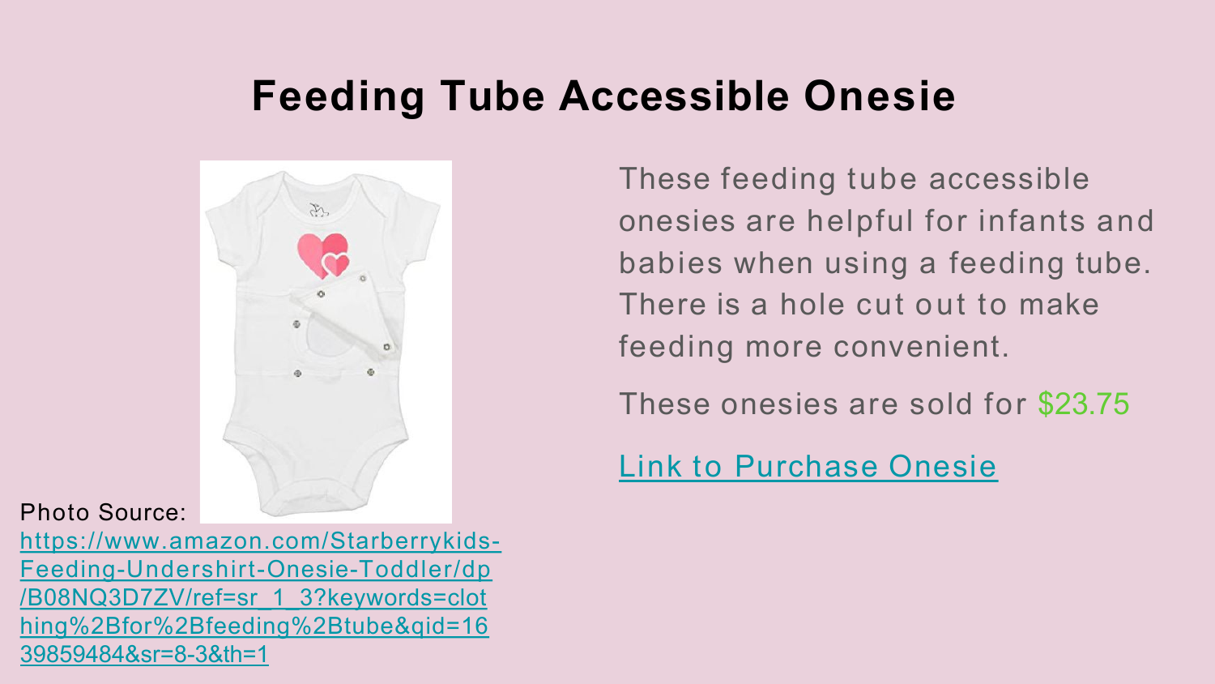# Feeding Tube Accessible Onesie

Photo Source: https://www.amazon.com/Starberrykids-Feeding-Undershirt-Onesie-Toddler/dp/B08NQ3D7ZV/ref=sr_1_3?keywords=clothing%2Bfor%2Bfeeding%2Btube&qid=1639859484&sr=8-3&th=1

These feeding tube accessible onesies are helpful for infants and babies when using a feeding tube. There is a hole cut out to make feeding more convenient.

These onesies are sold for $23.75

Link to Purchase Onesie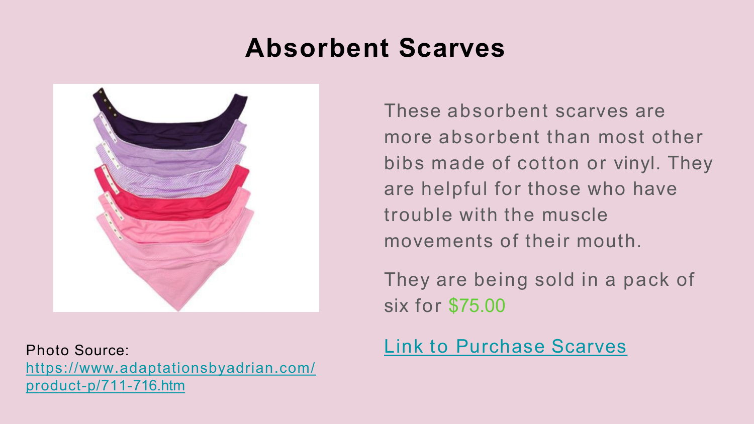# Absorbent Scarves

These absorbent scarves are more absorbent than most other bibs made of cotton or vinyl. They are helpful for those who have trouble with the muscle movements of their mouth.

They are being sold in a pack of six for $75.00

Link to Purchase Scarves

Photo Source: https://www.adaptationsbyadrian.com/product-p/711-716.htm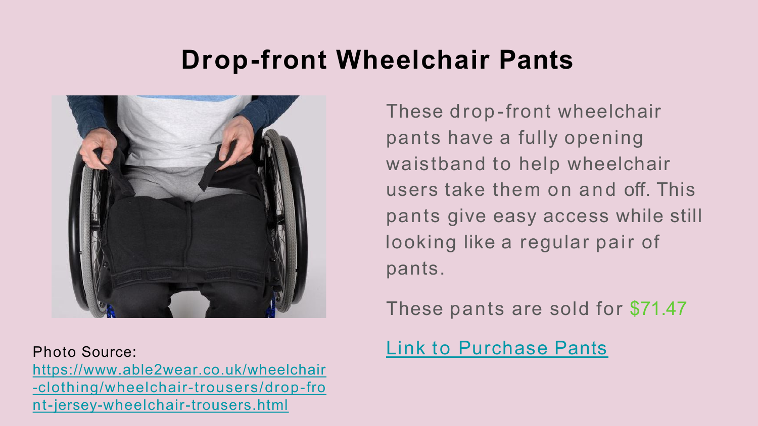# Drop-front Wheelchair Pants

Photo Source: https://www.able2wear.co.uk/wheelchair-clothing/wheelchair-trousers/drop-front-jersey-wheelchair-trousers.html

These drop-front wheelchair pants have a fully opening waistband to help wheelchair users take them on and off. This pants give easy access while still looking like a regular pair of pants.

These pants are sold for $71.47

Link to Purchase Pants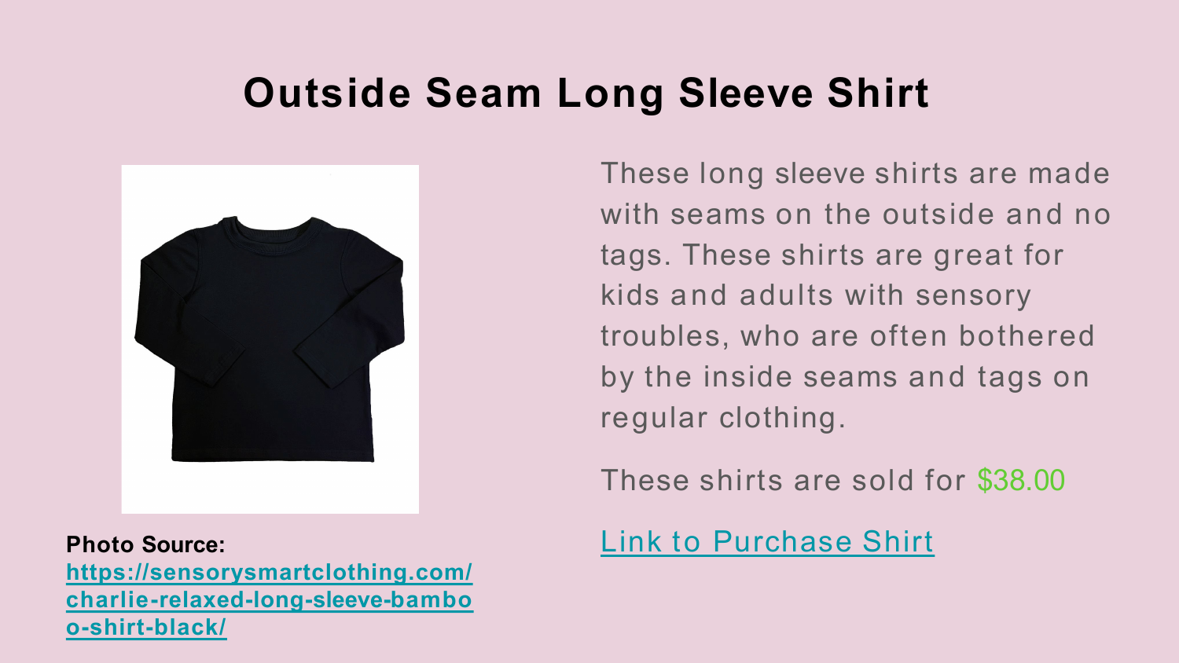# Outside Seam Long Sleeve Shirt

These long sleeve shirts are made with seams on the outside and no tags. These shirts are great for kids and adults with sensory troubles, who are often bothered by the inside seams and tags on regular clothing.

These shirts are sold for $38.00

Link to Purchase Shirt

**Photo Source:** **https://sensorysmartclothing.com/charlie-relaxed-long-sleeve-bamboo-shirt-black/**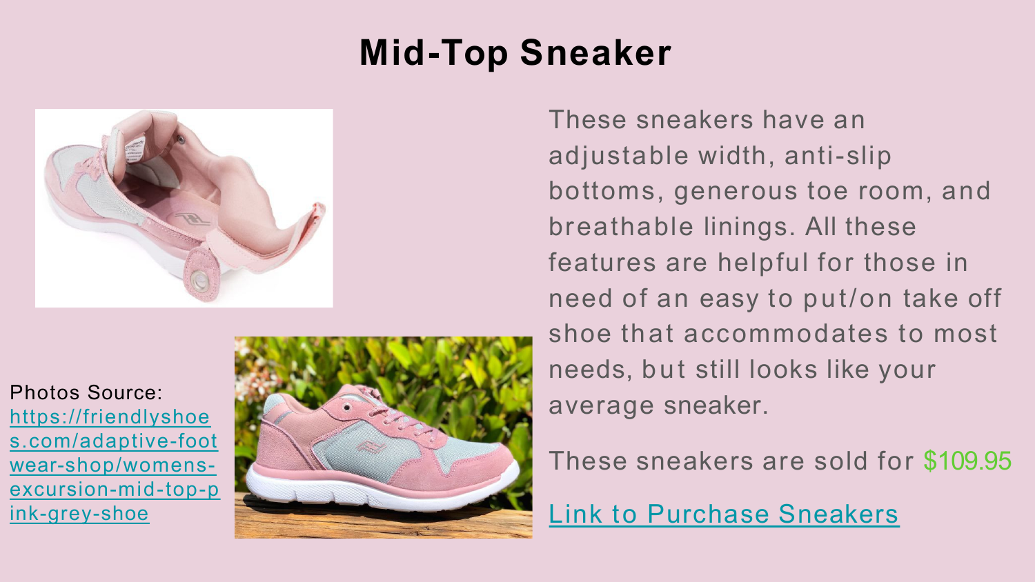# Mid-Top Sneaker

Photos Source: https://friendlyshoes.com/adaptive-footwear-shop/womens-excursion-mid-top-pink-grey-shoe

These sneakers have an adjustable width, anti-slip bottoms, generous toe room, and breathable linings. All these features are helpful for those in need of an easy to put/on take off shoe that accommodates to most needs, but still looks like your average sneaker.

These sneakers are sold for $109.95

Link to Purchase Sneakers